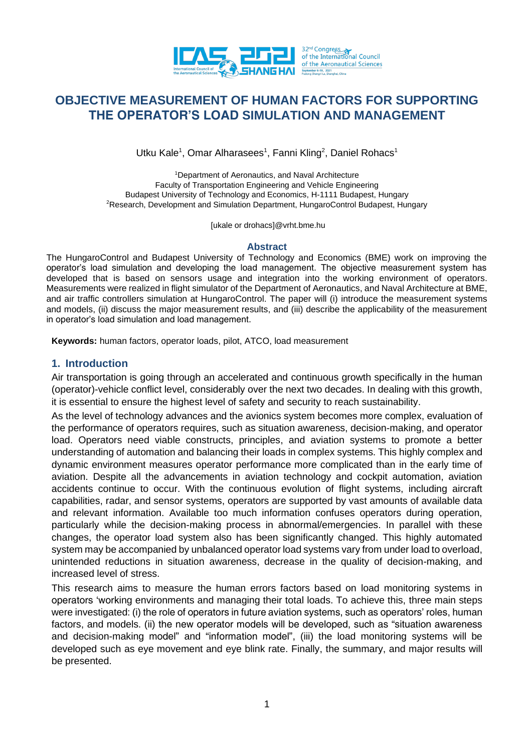# OBJECTIVE MEASUREMENT OF HUMAN FACTORS FOR SUPPORTING THE OPERATOR'S LOAD SIMULATION AND MANAGEMENT

Utku Kale[1], Omar Alharasees[1], Fanni Kling[2], Daniel Rohacs[1]

[1]Department of Aeronautics, and Naval Architecture
Faculty of Transportation Engineering and Vehicle Engineering
Budapest University of Technology and Economics, H-1111 Budapest, Hungary
[2]Research, Development and Simulation Department, HungaroControl Budapest, Hungary

[ukale or drohacs]@vrht.bme.hu

## Abstract

The HungaroControl and Budapest University of Technology and Economics (BME) work on improving the operator's load simulation and developing the load management. The objective measurement system has developed that is based on sensors usage and integration into the working environment of operators. Measurements were realized in flight simulator of the Department of Aeronautics, and Naval Architecture at BME, and air traffic controllers simulation at HungaroControl. The paper will (i) introduce the measurement systems and models, (ii) discuss the major measurement results, and (iii) describe the applicability of the measurement in operator's load simulation and load management.

**Keywords:** human factors, operator loads, pilot, ATCO, load measurement

## 1. Introduction

Air transportation is going through an accelerated and continuous growth specifically in the human (operator)-vehicle conflict level, considerably over the next two decades. In dealing with this growth, it is essential to ensure the highest level of safety and security to reach sustainability.

As the level of technology advances and the avionics system becomes more complex, evaluation of the performance of operators requires, such as situation awareness, decision-making, and operator load. Operators need viable constructs, principles, and aviation systems to promote a better understanding of automation and balancing their loads in complex systems. This highly complex and dynamic environment measures operator performance more complicated than in the early time of aviation. Despite all the advancements in aviation technology and cockpit automation, aviation accidents continue to occur. With the continuous evolution of flight systems, including aircraft capabilities, radar, and sensor systems, operators are supported by vast amounts of available data and relevant information. Available too much information confuses operators during operation, particularly while the decision-making process in abnormal/emergencies. In parallel with these changes, the operator load system also has been significantly changed. This highly automated system may be accompanied by unbalanced operator load systems vary from under load to overload, unintended reductions in situation awareness, decrease in the quality of decision-making, and increased level of stress.

This research aims to measure the human errors factors based on load monitoring systems in operators 'working environments and managing their total loads. To achieve this, three main steps were investigated: (i) the role of operators in future aviation systems, such as operators' roles, human factors, and models. (ii) the new operator models will be developed, such as "situation awareness and decision-making model" and "information model", (iii) the load monitoring systems will be developed such as eye movement and eye blink rate. Finally, the summary, and major results will be presented.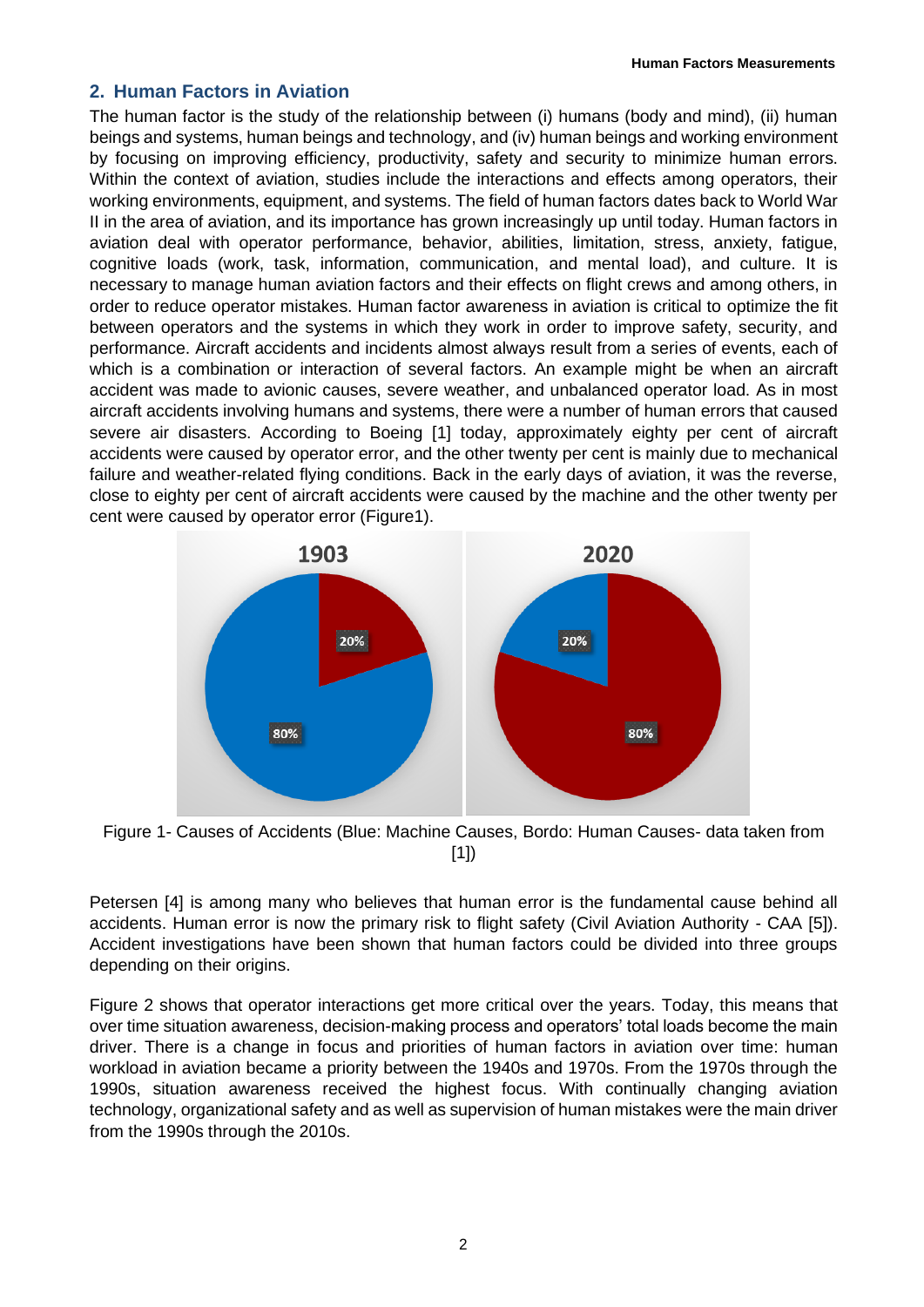## 2. Human Factors in Aviation

The human factor is the study of the relationship between (i) humans (body and mind), (ii) human beings and systems, human beings and technology, and (iv) human beings and working environment by focusing on improving efficiency, productivity, safety and security to minimize human errors. Within the context of aviation, studies include the interactions and effects among operators, their working environments, equipment, and systems. The field of human factors dates back to World War II in the area of aviation, and its importance has grown increasingly up until today. Human factors in aviation deal with operator performance, behavior, abilities, limitation, stress, anxiety, fatigue, cognitive loads (work, task, information, communication, and mental load), and culture. It is necessary to manage human aviation factors and their effects on flight crews and among others, in order to reduce operator mistakes. Human factor awareness in aviation is critical to optimize the fit between operators and the systems in which they work in order to improve safety, security, and performance. Aircraft accidents and incidents almost always result from a series of events, each of which is a combination or interaction of several factors. An example might be when an aircraft accident was made to avionic causes, severe weather, and unbalanced operator load. As in most aircraft accidents involving humans and systems, there were a number of human errors that caused severe air disasters. According to Boeing [1] today, approximately eighty per cent of aircraft accidents were caused by operator error, and the other twenty per cent is mainly due to mechanical failure and weather-related flying conditions. Back in the early days of aviation, it was the reverse, close to eighty per cent of aircraft accidents were caused by the machine and the other twenty per cent were caused by operator error (Figure1).

| | 1903 | 2020 |
|---|---|---|
| Machine Causes (Blue) | 80% | 20% |
| Human Causes (Bordo) | 20% | 80% |

Figure 1- Causes of Accidents (Blue: Machine Causes, Bordo: Human Causes- data taken from [1])

Petersen [4] is among many who believes that human error is the fundamental cause behind all accidents. Human error is now the primary risk to flight safety (Civil Aviation Authority - CAA [5]). Accident investigations have been shown that human factors could be divided into three groups depending on their origins.

Figure 2 shows that operator interactions get more critical over the years. Today, this means that over time situation awareness, decision-making process and operators' total loads become the main driver. There is a change in focus and priorities of human factors in aviation over time: human workload in aviation became a priority between the 1940s and 1970s. From the 1970s through the 1990s, situation awareness received the highest focus. With continually changing aviation technology, organizational safety and as well as supervision of human mistakes were the main driver from the 1990s through the 2010s.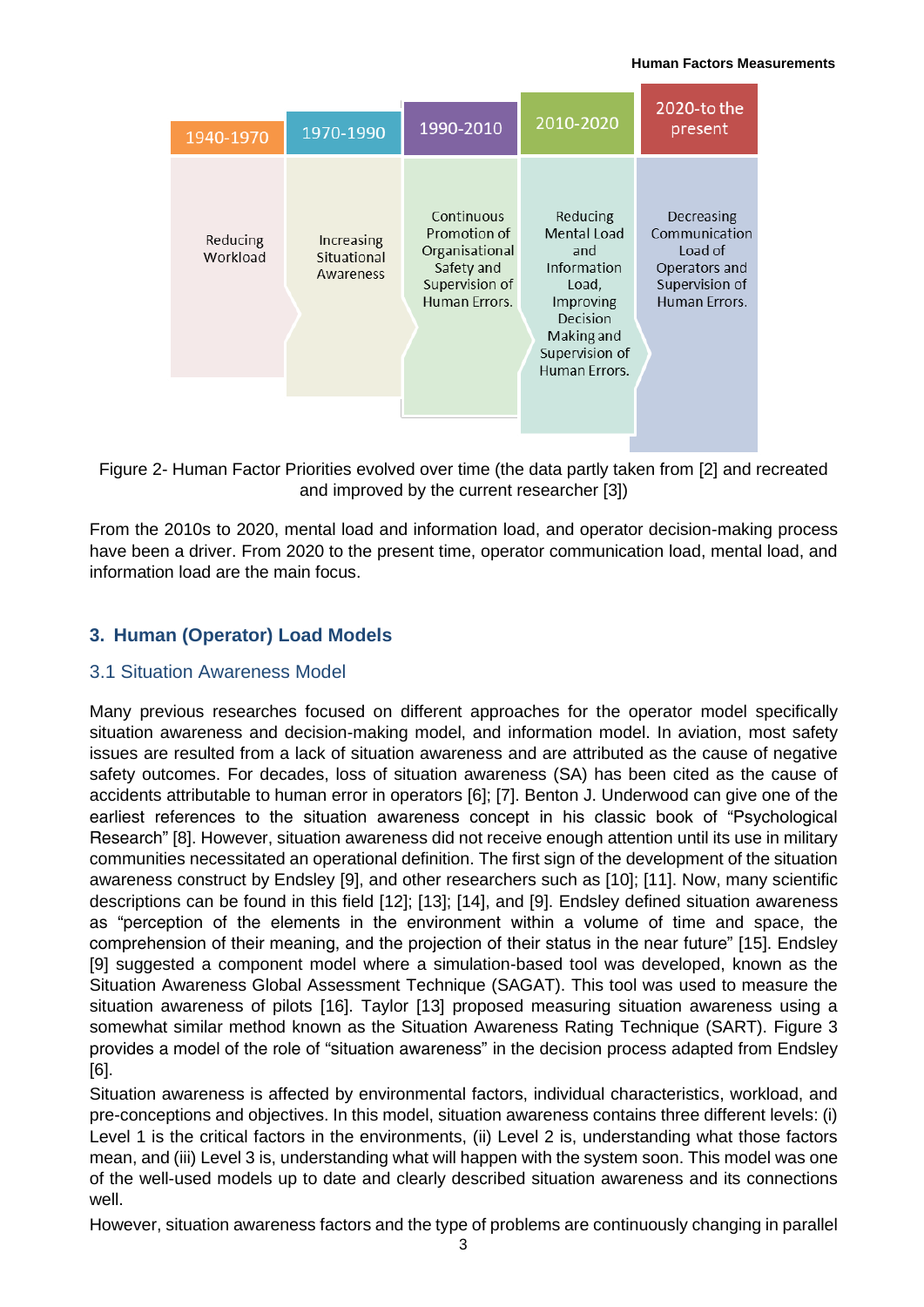| 1940-1970 | 1970-1990 | 1990-2010 | 2010-2020 | 2020-to the present |
|---|---|---|---|---|
| Reducing Workload | Increasing Situational Awareness | Continuous Promotion of Organisational Safety and Supervision of Human Errors. | Reducing Mental Load and Information Load, Improving Decision Making and Supervision of Human Errors. | Decreasing Communication Load of Operators and Supervision of Human Errors. |

Figure 2- Human Factor Priorities evolved over time (the data partly taken from [2] and recreated and improved by the current researcher [3])

From the 2010s to 2020, mental load and information load, and operator decision-making process have been a driver. From 2020 to the present time, operator communication load, mental load, and information load are the main focus.

## 3. Human (Operator) Load Models

### 3.1 Situation Awareness Model

Many previous researches focused on different approaches for the operator model specifically situation awareness and decision-making model, and information model. In aviation, most safety issues are resulted from a lack of situation awareness and are attributed as the cause of negative safety outcomes. For decades, loss of situation awareness (SA) has been cited as the cause of accidents attributable to human error in operators [6]; [7]. Benton J. Underwood can give one of the earliest references to the situation awareness concept in his classic book of "Psychological Research" [8]. However, situation awareness did not receive enough attention until its use in military communities necessitated an operational definition. The first sign of the development of the situation awareness construct by Endsley [9], and other researchers such as [10]; [11]. Now, many scientific descriptions can be found in this field [12]; [13]; [14], and [9]. Endsley defined situation awareness as "perception of the elements in the environment within a volume of time and space, the comprehension of their meaning, and the projection of their status in the near future" [15]. Endsley [9] suggested a component model where a simulation-based tool was developed, known as the Situation Awareness Global Assessment Technique (SAGAT). This tool was used to measure the situation awareness of pilots [16]. Taylor [13] proposed measuring situation awareness using a somewhat similar method known as the Situation Awareness Rating Technique (SART). Figure 3 provides a model of the role of "situation awareness" in the decision process adapted from Endsley [6].

Situation awareness is affected by environmental factors, individual characteristics, workload, and pre-conceptions and objectives. In this model, situation awareness contains three different levels: (i) Level 1 is the critical factors in the environments, (ii) Level 2 is, understanding what those factors mean, and (iii) Level 3 is, understanding what will happen with the system soon. This model was one of the well-used models up to date and clearly described situation awareness and its connections well.

However, situation awareness factors and the type of problems are continuously changing in parallel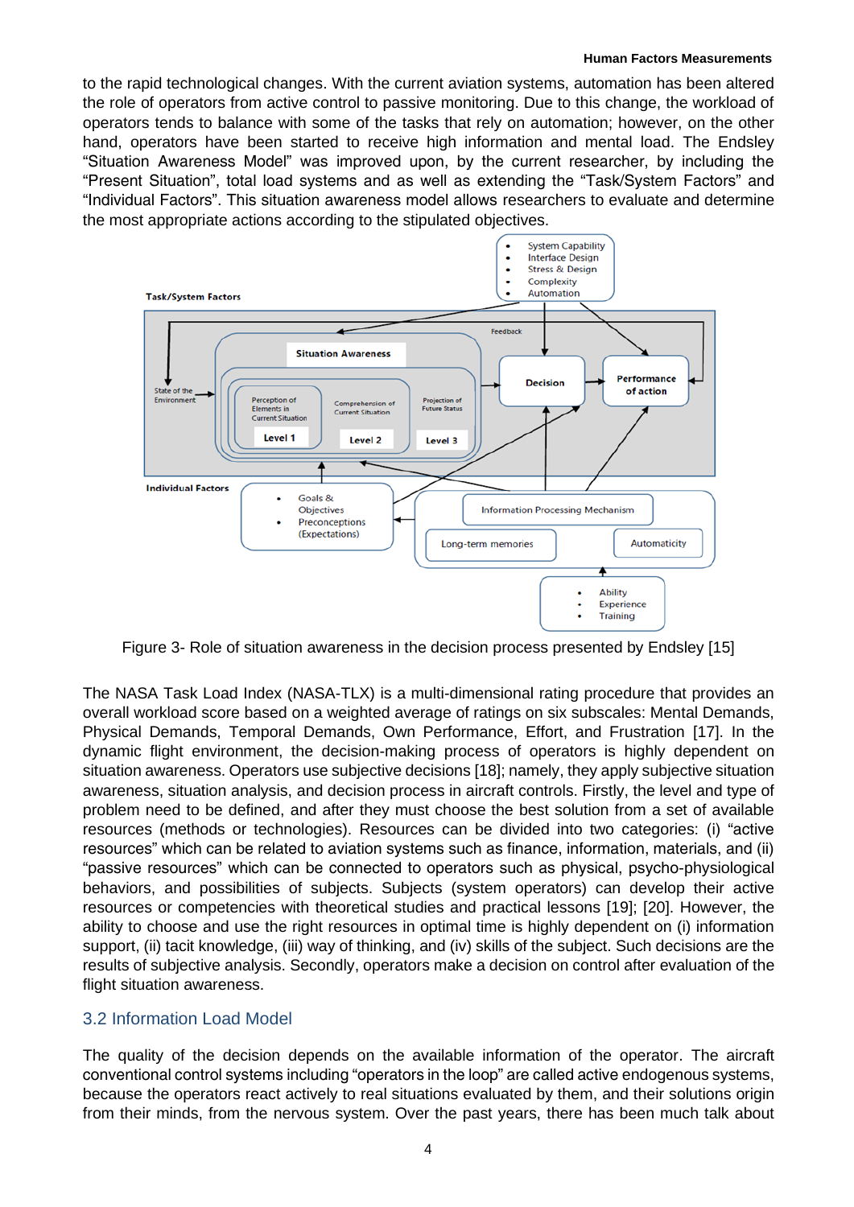to the rapid technological changes. With the current aviation systems, automation has been altered the role of operators from active control to passive monitoring. Due to this change, the workload of operators tends to balance with some of the tasks that rely on automation; however, on the other hand, operators have been started to receive high information and mental load. The Endsley "Situation Awareness Model" was improved upon, by the current researcher, by including the "Present Situation", total load systems and as well as extending the "Task/System Factors" and "Individual Factors". This situation awareness model allows researchers to evaluate and determine the most appropriate actions according to the stipulated objectives.

Figure 3- Role of situation awareness in the decision process presented by Endsley [15]

The NASA Task Load Index (NASA-TLX) is a multi-dimensional rating procedure that provides an overall workload score based on a weighted average of ratings on six subscales: Mental Demands, Physical Demands, Temporal Demands, Own Performance, Effort, and Frustration [17]. In the dynamic flight environment, the decision-making process of operators is highly dependent on situation awareness. Operators use subjective decisions [18]; namely, they apply subjective situation awareness, situation analysis, and decision process in aircraft controls. Firstly, the level and type of problem need to be defined, and after they must choose the best solution from a set of available resources (methods or technologies). Resources can be divided into two categories: (i) "active resources" which can be related to aviation systems such as finance, information, materials, and (ii) "passive resources" which can be connected to operators such as physical, psycho-physiological behaviors, and possibilities of subjects. Subjects (system operators) can develop their active resources or competencies with theoretical studies and practical lessons [19]; [20]. However, the ability to choose and use the right resources in optimal time is highly dependent on (i) information support, (ii) tacit knowledge, (iii) way of thinking, and (iv) skills of the subject. Such decisions are the results of subjective analysis. Secondly, operators make a decision on control after evaluation of the flight situation awareness.

## 3.2 Information Load Model

The quality of the decision depends on the available information of the operator. The aircraft conventional control systems including "operators in the loop" are called active endogenous systems, because the operators react actively to real situations evaluated by them, and their solutions origin from their minds, from the nervous system. Over the past years, there has been much talk about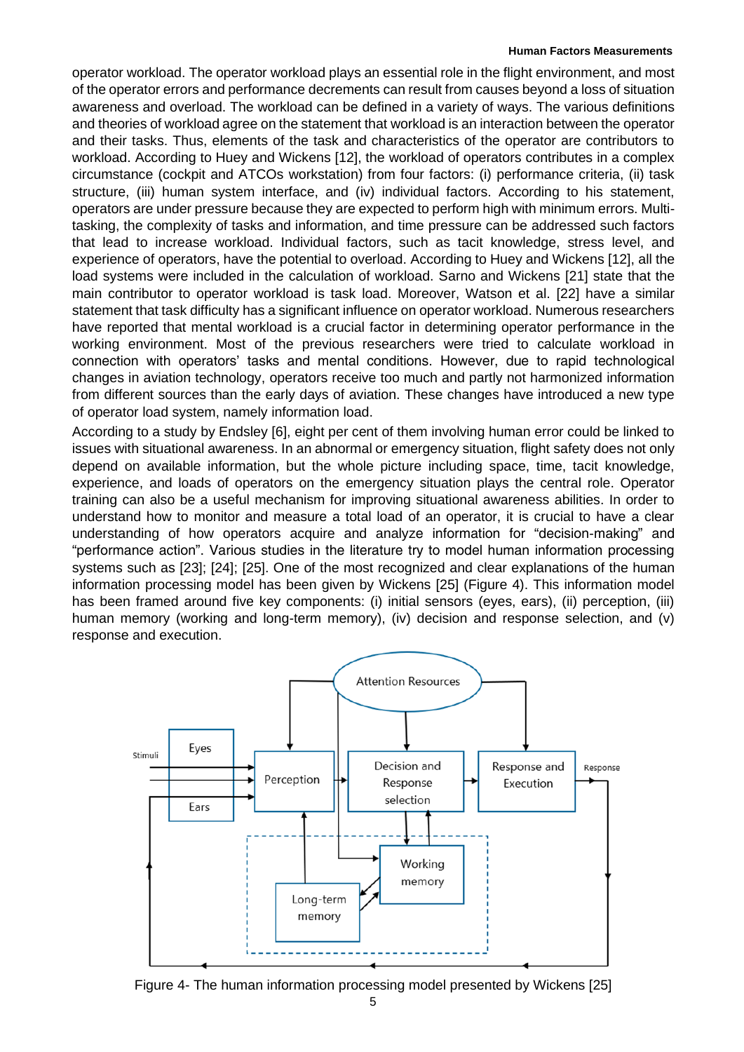operator workload. The operator workload plays an essential role in the flight environment, and most of the operator errors and performance decrements can result from causes beyond a loss of situation awareness and overload. The workload can be defined in a variety of ways. The various definitions and theories of workload agree on the statement that workload is an interaction between the operator and their tasks. Thus, elements of the task and characteristics of the operator are contributors to workload. According to Huey and Wickens [12], the workload of operators contributes in a complex circumstance (cockpit and ATCOs workstation) from four factors: (i) performance criteria, (ii) task structure, (iii) human system interface, and (iv) individual factors. According to his statement, operators are under pressure because they are expected to perform high with minimum errors. Multi-tasking, the complexity of tasks and information, and time pressure can be addressed such factors that lead to increase workload. Individual factors, such as tacit knowledge, stress level, and experience of operators, have the potential to overload. According to Huey and Wickens [12], all the load systems were included in the calculation of workload. Sarno and Wickens [21] state that the main contributor to operator workload is task load. Moreover, Watson et al. [22] have a similar statement that task difficulty has a significant influence on operator workload. Numerous researchers have reported that mental workload is a crucial factor in determining operator performance in the working environment. Most of the previous researchers were tried to calculate workload in connection with operators' tasks and mental conditions. However, due to rapid technological changes in aviation technology, operators receive too much and partly not harmonized information from different sources than the early days of aviation. These changes have introduced a new type of operator load system, namely information load.

According to a study by Endsley [6], eight per cent of them involving human error could be linked to issues with situational awareness. In an abnormal or emergency situation, flight safety does not only depend on available information, but the whole picture including space, time, tacit knowledge, experience, and loads of operators on the emergency situation plays the central role. Operator training can also be a useful mechanism for improving situational awareness abilities. In order to understand how to monitor and measure a total load of an operator, it is crucial to have a clear understanding of how operators acquire and analyze information for "decision-making" and "performance action". Various studies in the literature try to model human information processing systems such as [23]; [24]; [25]. One of the most recognized and clear explanations of the human information processing model has been given by Wickens [25] (Figure 4). This information model has been framed around five key components: (i) initial sensors (eyes, ears), (ii) perception, (iii) human memory (working and long-term memory), (iv) decision and response selection, and (v) response and execution.

Figure 4- The human information processing model presented by Wickens [25]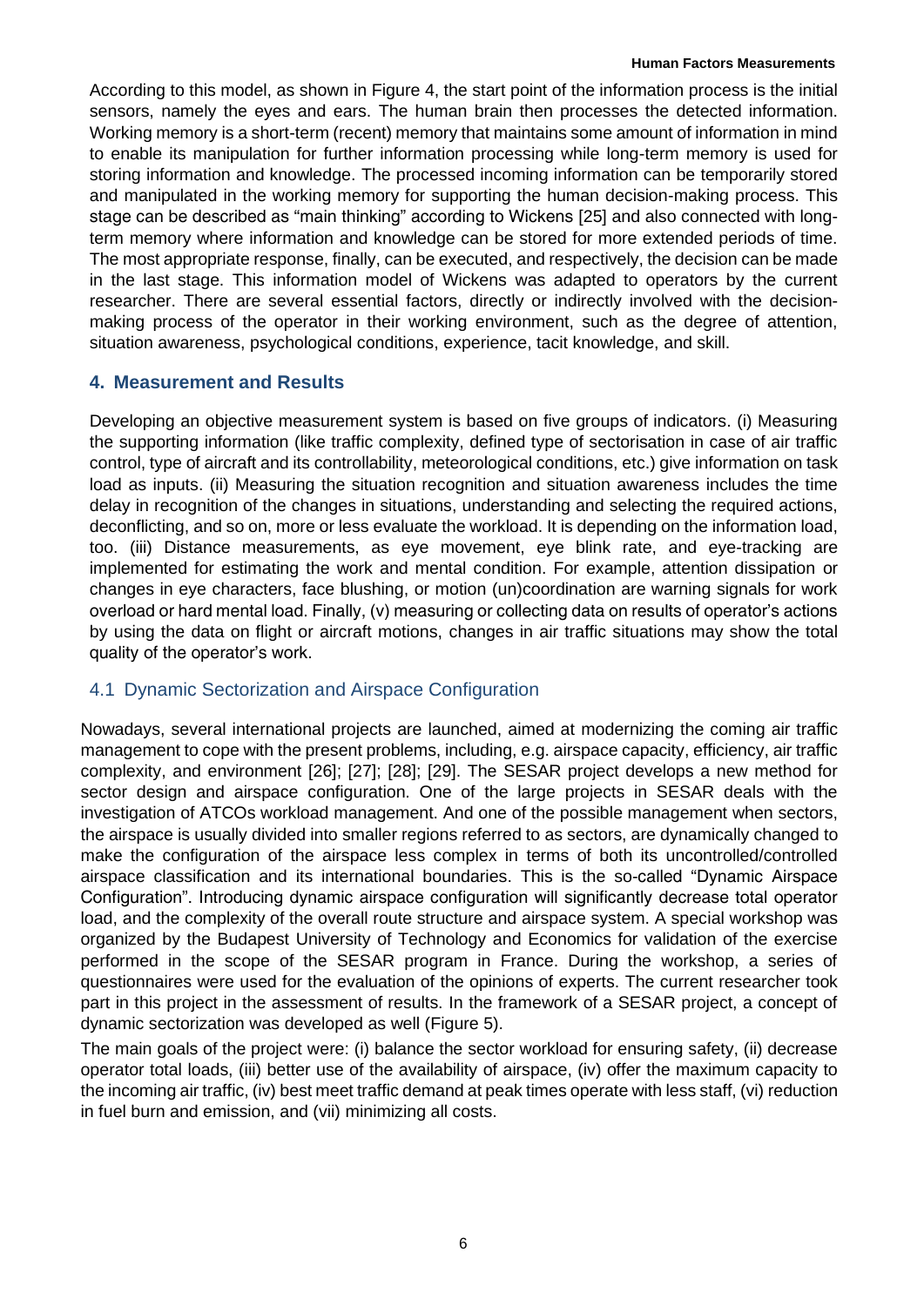According to this model, as shown in Figure 4, the start point of the information process is the initial sensors, namely the eyes and ears. The human brain then processes the detected information. Working memory is a short-term (recent) memory that maintains some amount of information in mind to enable its manipulation for further information processing while long-term memory is used for storing information and knowledge. The processed incoming information can be temporarily stored and manipulated in the working memory for supporting the human decision-making process. This stage can be described as "main thinking" according to Wickens [25] and also connected with long-term memory where information and knowledge can be stored for more extended periods of time. The most appropriate response, finally, can be executed, and respectively, the decision can be made in the last stage. This information model of Wickens was adapted to operators by the current researcher. There are several essential factors, directly or indirectly involved with the decision-making process of the operator in their working environment, such as the degree of attention, situation awareness, psychological conditions, experience, tacit knowledge, and skill.

## 4. Measurement and Results

Developing an objective measurement system is based on five groups of indicators. (i) Measuring the supporting information (like traffic complexity, defined type of sectorisation in case of air traffic control, type of aircraft and its controllability, meteorological conditions, etc.) give information on task load as inputs. (ii) Measuring the situation recognition and situation awareness includes the time delay in recognition of the changes in situations, understanding and selecting the required actions, deconflicting, and so on, more or less evaluate the workload. It is depending on the information load, too. (iii) Distance measurements, as eye movement, eye blink rate, and eye-tracking are implemented for estimating the work and mental condition. For example, attention dissipation or changes in eye characters, face blushing, or motion (un)coordination are warning signals for work overload or hard mental load. Finally, (v) measuring or collecting data on results of operator's actions by using the data on flight or aircraft motions, changes in air traffic situations may show the total quality of the operator's work.

### 4.1 Dynamic Sectorization and Airspace Configuration

Nowadays, several international projects are launched, aimed at modernizing the coming air traffic management to cope with the present problems, including, e.g. airspace capacity, efficiency, air traffic complexity, and environment [26]; [27]; [28]; [29]. The SESAR project develops a new method for sector design and airspace configuration. One of the large projects in SESAR deals with the investigation of ATCOs workload management. And one of the possible management when sectors, the airspace is usually divided into smaller regions referred to as sectors, are dynamically changed to make the configuration of the airspace less complex in terms of both its uncontrolled/controlled airspace classification and its international boundaries. This is the so-called "Dynamic Airspace Configuration". Introducing dynamic airspace configuration will significantly decrease total operator load, and the complexity of the overall route structure and airspace system. A special workshop was organized by the Budapest University of Technology and Economics for validation of the exercise performed in the scope of the SESAR program in France. During the workshop, a series of questionnaires were used for the evaluation of the opinions of experts. The current researcher took part in this project in the assessment of results. In the framework of a SESAR project, a concept of dynamic sectorization was developed as well (Figure 5).

The main goals of the project were: (i) balance the sector workload for ensuring safety, (ii) decrease operator total loads, (iii) better use of the availability of airspace, (iv) offer the maximum capacity to the incoming air traffic, (iv) best meet traffic demand at peak times operate with less staff, (vi) reduction in fuel burn and emission, and (vii) minimizing all costs.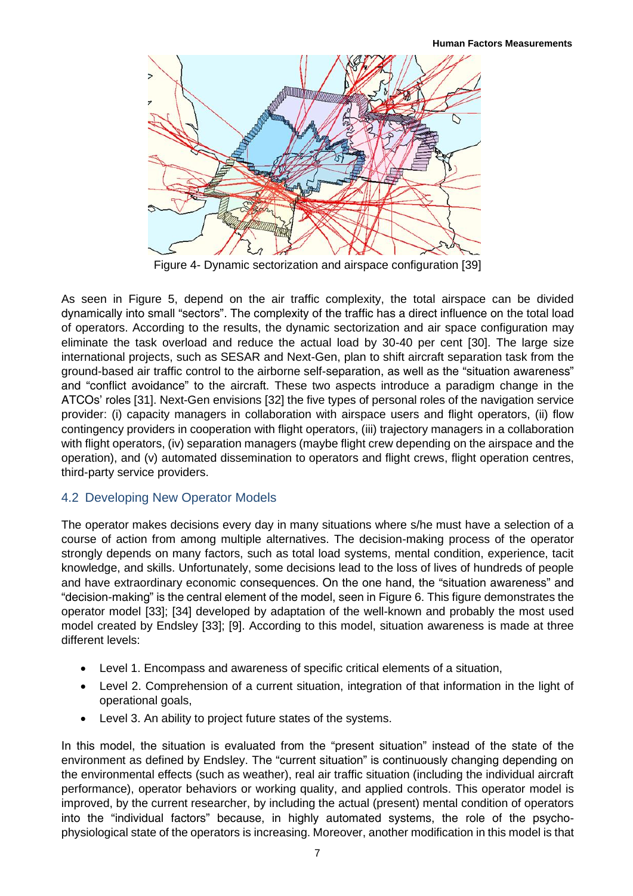Figure 4- Dynamic sectorization and airspace configuration [39]

As seen in Figure 5, depend on the air traffic complexity, the total airspace can be divided dynamically into small "sectors". The complexity of the traffic has a direct influence on the total load of operators. According to the results, the dynamic sectorization and air space configuration may eliminate the task overload and reduce the actual load by 30-40 per cent [30]. The large size international projects, such as SESAR and Next-Gen, plan to shift aircraft separation task from the ground-based air traffic control to the airborne self-separation, as well as the "situation awareness" and "conflict avoidance" to the aircraft. These two aspects introduce a paradigm change in the ATCOs' roles [31]. Next-Gen envisions [32] the five types of personal roles of the navigation service provider: (i) capacity managers in collaboration with airspace users and flight operators, (ii) flow contingency providers in cooperation with flight operators, (iii) trajectory managers in a collaboration with flight operators, (iv) separation managers (maybe flight crew depending on the airspace and the operation), and (v) automated dissemination to operators and flight crews, flight operation centres, third-party service providers.

## 4.2 Developing New Operator Models

The operator makes decisions every day in many situations where s/he must have a selection of a course of action from among multiple alternatives. The decision-making process of the operator strongly depends on many factors, such as total load systems, mental condition, experience, tacit knowledge, and skills. Unfortunately, some decisions lead to the loss of lives of hundreds of people and have extraordinary economic consequences. On the one hand, the "situation awareness" and "decision-making" is the central element of the model, seen in Figure 6. This figure demonstrates the operator model [33]; [34] developed by adaptation of the well-known and probably the most used model created by Endsley [33]; [9]. According to this model, situation awareness is made at three different levels:

- Level 1. Encompass and awareness of specific critical elements of a situation,
- Level 2. Comprehension of a current situation, integration of that information in the light of operational goals,
- Level 3. An ability to project future states of the systems.

In this model, the situation is evaluated from the "present situation" instead of the state of the environment as defined by Endsley. The "current situation" is continuously changing depending on the environmental effects (such as weather), real air traffic situation (including the individual aircraft performance), operator behaviors or working quality, and applied controls. This operator model is improved, by the current researcher, by including the actual (present) mental condition of operators into the "individual factors" because, in highly automated systems, the role of the psycho-physiological state of the operators is increasing. Moreover, another modification in this model is that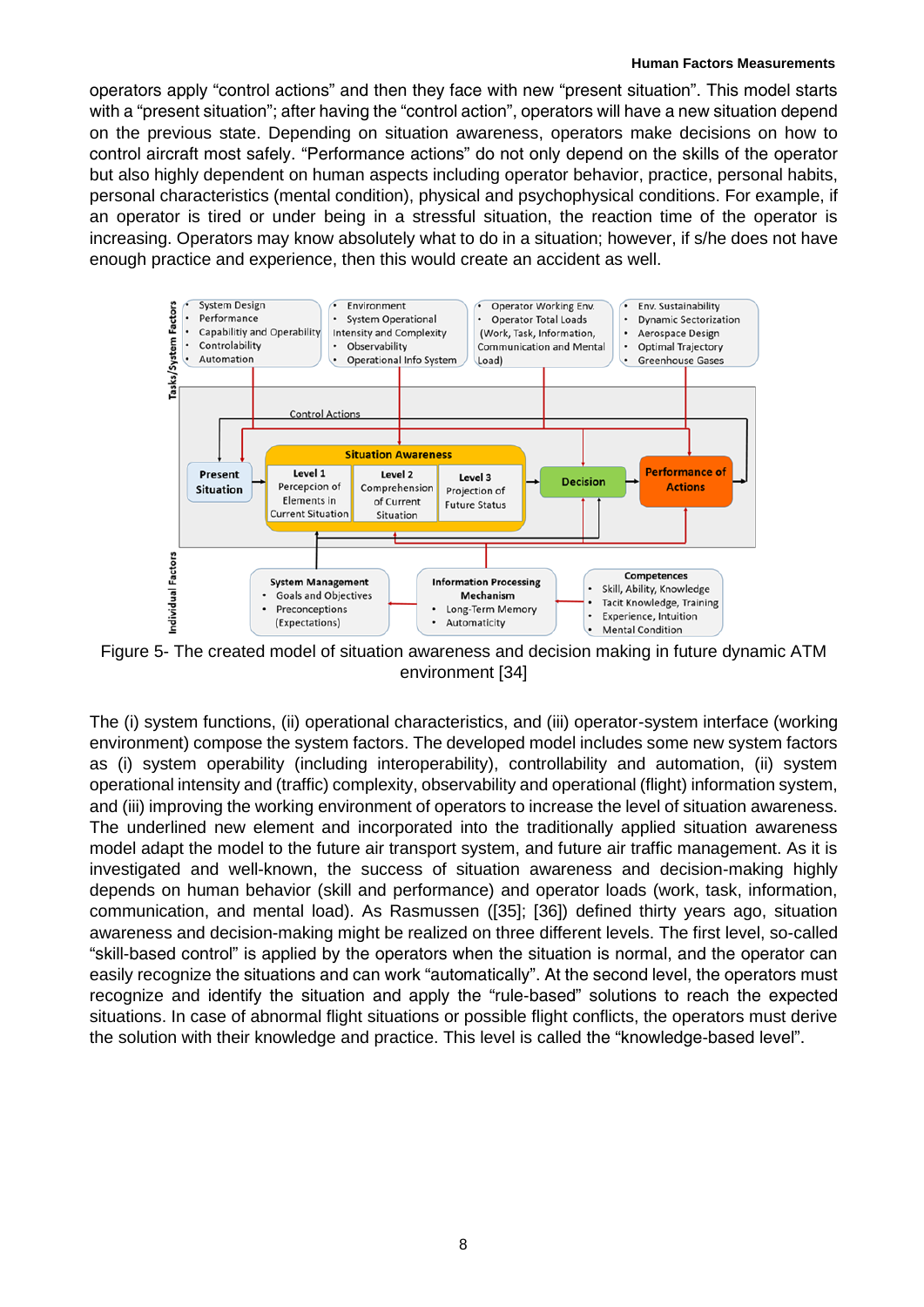operators apply “control actions” and then they face with new “present situation”. This model starts with a “present situation”; after having the “control action”, operators will have a new situation depend on the previous state. Depending on situation awareness, operators make decisions on how to control aircraft most safely. “Performance actions” do not only depend on the skills of the operator but also highly dependent on human aspects including operator behavior, practice, personal habits, personal characteristics (mental condition), physical and psychophysical conditions. For example, if an operator is tired or under being in a stressful situation, the reaction time of the operator is increasing. Operators may know absolutely what to do in a situation; however, if s/he does not have enough practice and experience, then this would create an accident as well.

Figure 5- The created model of situation awareness and decision making in future dynamic ATM environment [34]

The (i) system functions, (ii) operational characteristics, and (iii) operator-system interface (working environment) compose the system factors. The developed model includes some new system factors as (i) system operability (including interoperability), controllability and automation, (ii) system operational intensity and (traffic) complexity, observability and operational (flight) information system, and (iii) improving the working environment of operators to increase the level of situation awareness. The underlined new element and incorporated into the traditionally applied situation awareness model adapt the model to the future air transport system, and future air traffic management. As it is investigated and well-known, the success of situation awareness and decision-making highly depends on human behavior (skill and performance) and operator loads (work, task, information, communication, and mental load). As Rasmussen ([35]; [36]) defined thirty years ago, situation awareness and decision-making might be realized on three different levels. The first level, so-called “skill-based control” is applied by the operators when the situation is normal, and the operator can easily recognize the situations and can work “automatically”. At the second level, the operators must recognize and identify the situation and apply the “rule-based” solutions to reach the expected situations. In case of abnormal flight situations or possible flight conflicts, the operators must derive the solution with their knowledge and practice. This level is called the “knowledge-based level”.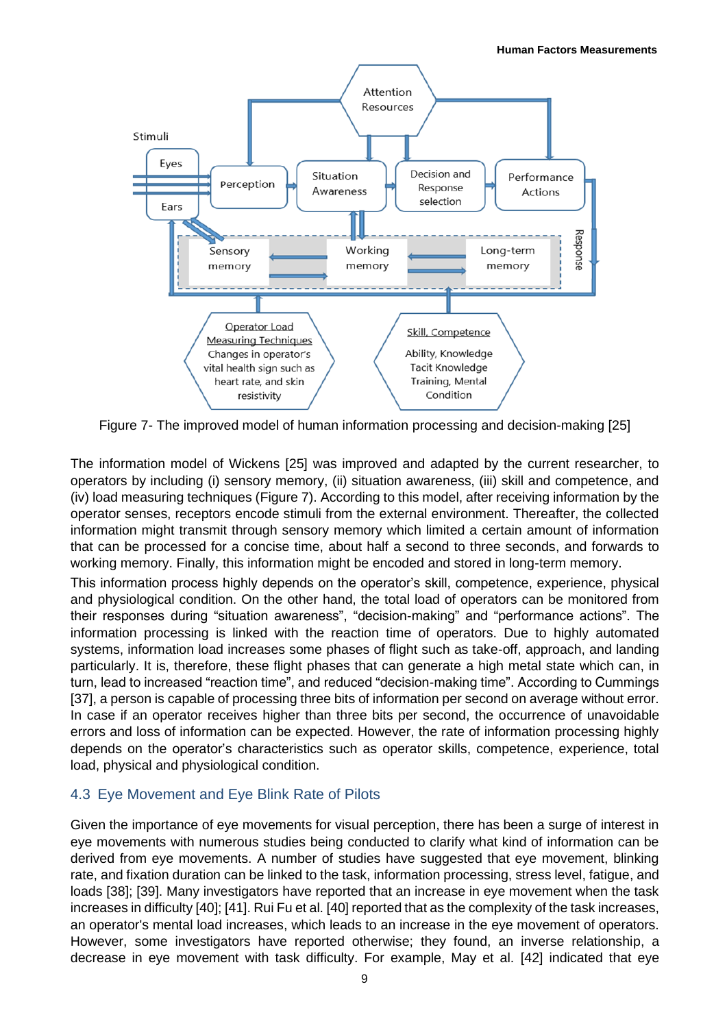Figure 7- The improved model of human information processing and decision-making [25]

The information model of Wickens [25] was improved and adapted by the current researcher, to operators by including (i) sensory memory, (ii) situation awareness, (iii) skill and competence, and (iv) load measuring techniques (Figure 7). According to this model, after receiving information by the operator senses, receptors encode stimuli from the external environment. Thereafter, the collected information might transmit through sensory memory which limited a certain amount of information that can be processed for a concise time, about half a second to three seconds, and forwards to working memory. Finally, this information might be encoded and stored in long-term memory.

This information process highly depends on the operator's skill, competence, experience, physical and physiological condition. On the other hand, the total load of operators can be monitored from their responses during "situation awareness", "decision-making" and "performance actions". The information processing is linked with the reaction time of operators. Due to highly automated systems, information load increases some phases of flight such as take-off, approach, and landing particularly. It is, therefore, these flight phases that can generate a high metal state which can, in turn, lead to increased "reaction time", and reduced "decision-making time". According to Cummings [37], a person is capable of processing three bits of information per second on average without error. In case if an operator receives higher than three bits per second, the occurrence of unavoidable errors and loss of information can be expected. However, the rate of information processing highly depends on the operator's characteristics such as operator skills, competence, experience, total load, physical and physiological condition.

## 4.3 Eye Movement and Eye Blink Rate of Pilots

Given the importance of eye movements for visual perception, there has been a surge of interest in eye movements with numerous studies being conducted to clarify what kind of information can be derived from eye movements. A number of studies have suggested that eye movement, blinking rate, and fixation duration can be linked to the task, information processing, stress level, fatigue, and loads [38]; [39]. Many investigators have reported that an increase in eye movement when the task increases in difficulty [40]; [41]. Rui Fu et al. [40] reported that as the complexity of the task increases, an operator's mental load increases, which leads to an increase in the eye movement of operators. However, some investigators have reported otherwise; they found, an inverse relationship, a decrease in eye movement with task difficulty. For example, May et al. [42] indicated that eye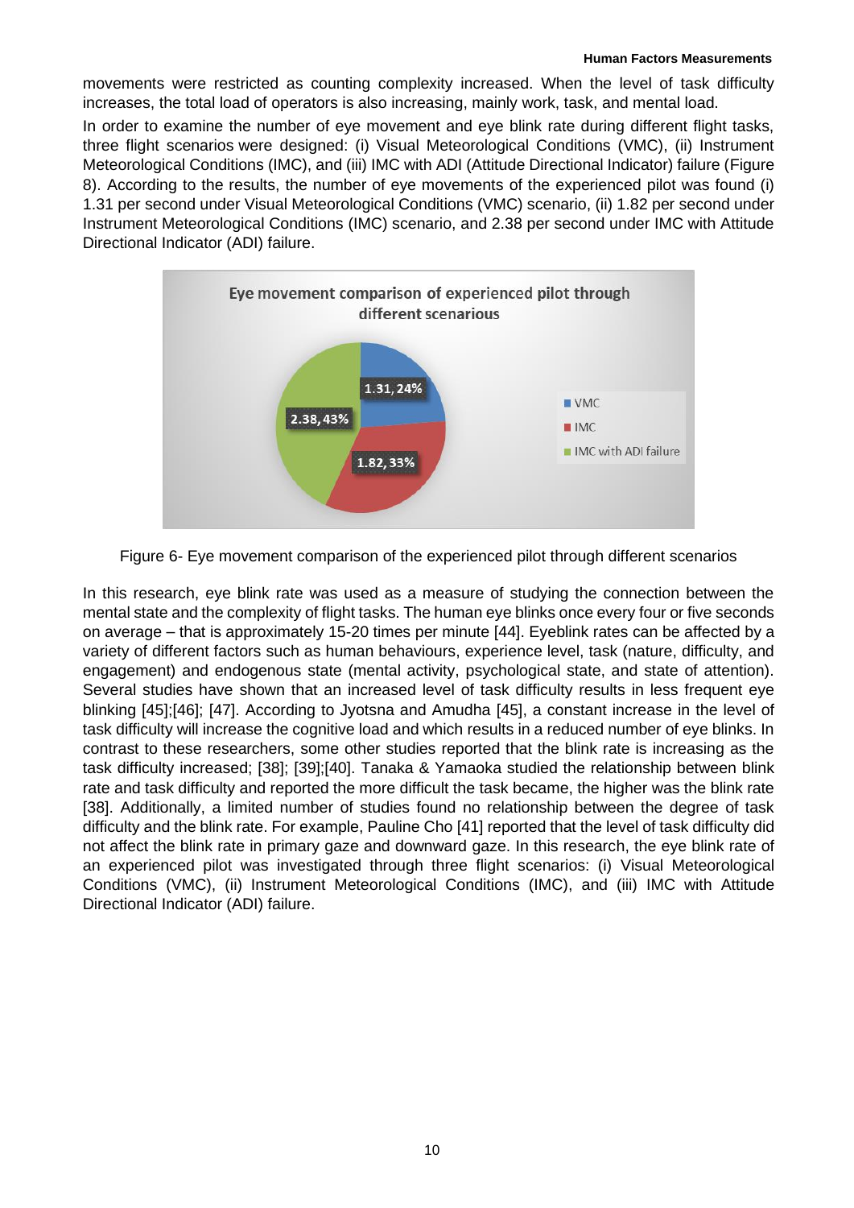movements were restricted as counting complexity increased. When the level of task difficulty increases, the total load of operators is also increasing, mainly work, task, and mental load.

In order to examine the number of eye movement and eye blink rate during different flight tasks, three flight scenarios were designed: (i) Visual Meteorological Conditions (VMC), (ii) Instrument Meteorological Conditions (IMC), and (iii) IMC with ADI (Attitude Directional Indicator) failure (Figure 8). According to the results, the number of eye movements of the experienced pilot was found (i) 1.31 per second under Visual Meteorological Conditions (VMC) scenario, (ii) 1.82 per second under Instrument Meteorological Conditions (IMC) scenario, and 2.38 per second under IMC with Attitude Directional Indicator (ADI) failure.

Figure 6- Eye movement comparison of the experienced pilot through different scenarios

In this research, eye blink rate was used as a measure of studying the connection between the mental state and the complexity of flight tasks. The human eye blinks once every four or five seconds on average – that is approximately 15-20 times per minute [44]. Eyeblink rates can be affected by a variety of different factors such as human behaviours, experience level, task (nature, difficulty, and engagement) and endogenous state (mental activity, psychological state, and state of attention). Several studies have shown that an increased level of task difficulty results in less frequent eye blinking [45];[46]; [47]. According to Jyotsna and Amudha [45], a constant increase in the level of task difficulty will increase the cognitive load and which results in a reduced number of eye blinks. In contrast to these researchers, some other studies reported that the blink rate is increasing as the task difficulty increased; [38]; [39];[40]. Tanaka & Yamaoka studied the relationship between blink rate and task difficulty and reported the more difficult the task became, the higher was the blink rate [38]. Additionally, a limited number of studies found no relationship between the degree of task difficulty and the blink rate. For example, Pauline Cho [41] reported that the level of task difficulty did not affect the blink rate in primary gaze and downward gaze. In this research, the eye blink rate of an experienced pilot was investigated through three flight scenarios: (i) Visual Meteorological Conditions (VMC), (ii) Instrument Meteorological Conditions (IMC), and (iii) IMC with Attitude Directional Indicator (ADI) failure.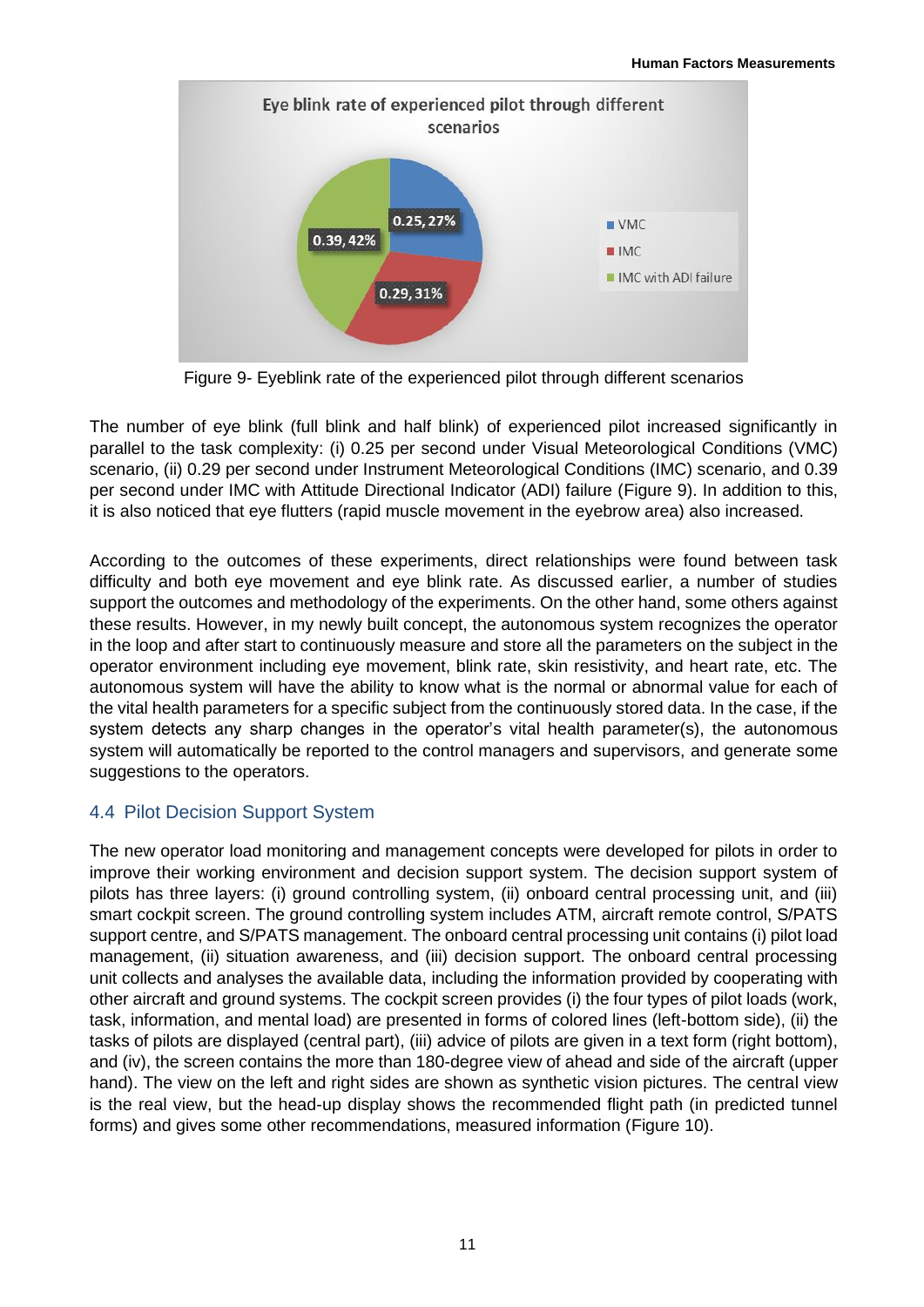Figure 9- Eyeblink rate of the experienced pilot through different scenarios

The number of eye blink (full blink and half blink) of experienced pilot increased significantly in parallel to the task complexity: (i) 0.25 per second under Visual Meteorological Conditions (VMC) scenario, (ii) 0.29 per second under Instrument Meteorological Conditions (IMC) scenario, and 0.39 per second under IMC with Attitude Directional Indicator (ADI) failure (Figure 9). In addition to this, it is also noticed that eye flutters (rapid muscle movement in the eyebrow area) also increased.

According to the outcomes of these experiments, direct relationships were found between task difficulty and both eye movement and eye blink rate. As discussed earlier, a number of studies support the outcomes and methodology of the experiments. On the other hand, some others against these results. However, in my newly built concept, the autonomous system recognizes the operator in the loop and after start to continuously measure and store all the parameters on the subject in the operator environment including eye movement, blink rate, skin resistivity, and heart rate, etc. The autonomous system will have the ability to know what is the normal or abnormal value for each of the vital health parameters for a specific subject from the continuously stored data. In the case, if the system detects any sharp changes in the operator's vital health parameter(s), the autonomous system will automatically be reported to the control managers and supervisors, and generate some suggestions to the operators.

## 4.4 Pilot Decision Support System

The new operator load monitoring and management concepts were developed for pilots in order to improve their working environment and decision support system. The decision support system of pilots has three layers: (i) ground controlling system, (ii) onboard central processing unit, and (iii) smart cockpit screen. The ground controlling system includes ATM, aircraft remote control, S/PATS support centre, and S/PATS management. The onboard central processing unit contains (i) pilot load management, (ii) situation awareness, and (iii) decision support. The onboard central processing unit collects and analyses the available data, including the information provided by cooperating with other aircraft and ground systems. The cockpit screen provides (i) the four types of pilot loads (work, task, information, and mental load) are presented in forms of colored lines (left-bottom side), (ii) the tasks of pilots are displayed (central part), (iii) advice of pilots are given in a text form (right bottom), and (iv), the screen contains the more than 180-degree view of ahead and side of the aircraft (upper hand). The view on the left and right sides are shown as synthetic vision pictures. The central view is the real view, but the head-up display shows the recommended flight path (in predicted tunnel forms) and gives some other recommendations, measured information (Figure 10).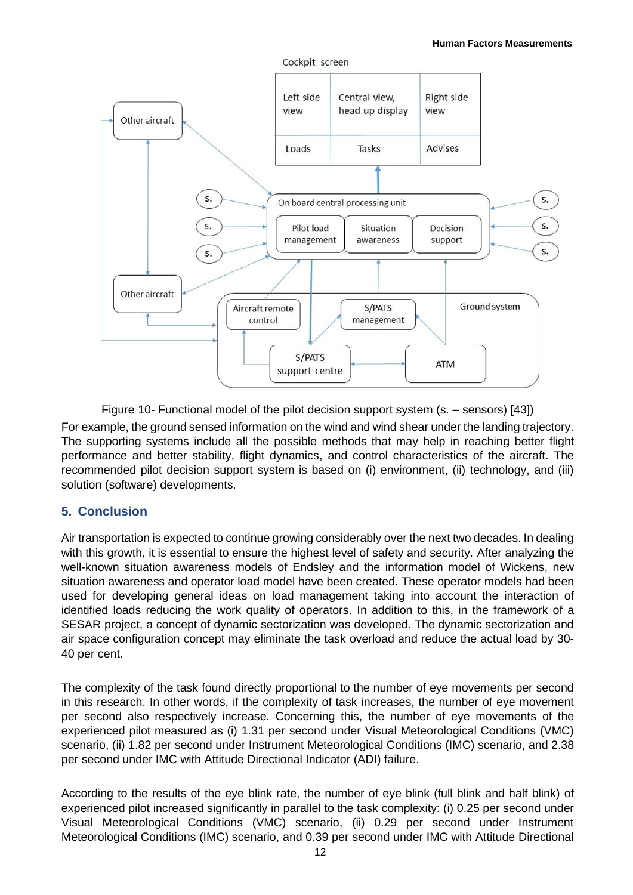Figure 10- Functional model of the pilot decision support system (s. – sensors) [43])

For example, the ground sensed information on the wind and wind shear under the landing trajectory. The supporting systems include all the possible methods that may help in reaching better flight performance and better stability, flight dynamics, and control characteristics of the aircraft. The recommended pilot decision support system is based on (i) environment, (ii) technology, and (iii) solution (software) developments.

## 5. Conclusion

Air transportation is expected to continue growing considerably over the next two decades. In dealing with this growth, it is essential to ensure the highest level of safety and security. After analyzing the well-known situation awareness models of Endsley and the information model of Wickens, new situation awareness and operator load model have been created. These operator models had been used for developing general ideas on load management taking into account the interaction of identified loads reducing the work quality of operators. In addition to this, in the framework of a SESAR project, a concept of dynamic sectorization was developed. The dynamic sectorization and air space configuration concept may eliminate the task overload and reduce the actual load by 30-40 per cent.

The complexity of the task found directly proportional to the number of eye movements per second in this research. In other words, if the complexity of task increases, the number of eye movement per second also respectively increase. Concerning this, the number of eye movements of the experienced pilot measured as (i) 1.31 per second under Visual Meteorological Conditions (VMC) scenario, (ii) 1.82 per second under Instrument Meteorological Conditions (IMC) scenario, and 2.38 per second under IMC with Attitude Directional Indicator (ADI) failure.

According to the results of the eye blink rate, the number of eye blink (full blink and half blink) of experienced pilot increased significantly in parallel to the task complexity: (i) 0.25 per second under Visual Meteorological Conditions (VMC) scenario, (ii) 0.29 per second under Instrument Meteorological Conditions (IMC) scenario, and 0.39 per second under IMC with Attitude Directional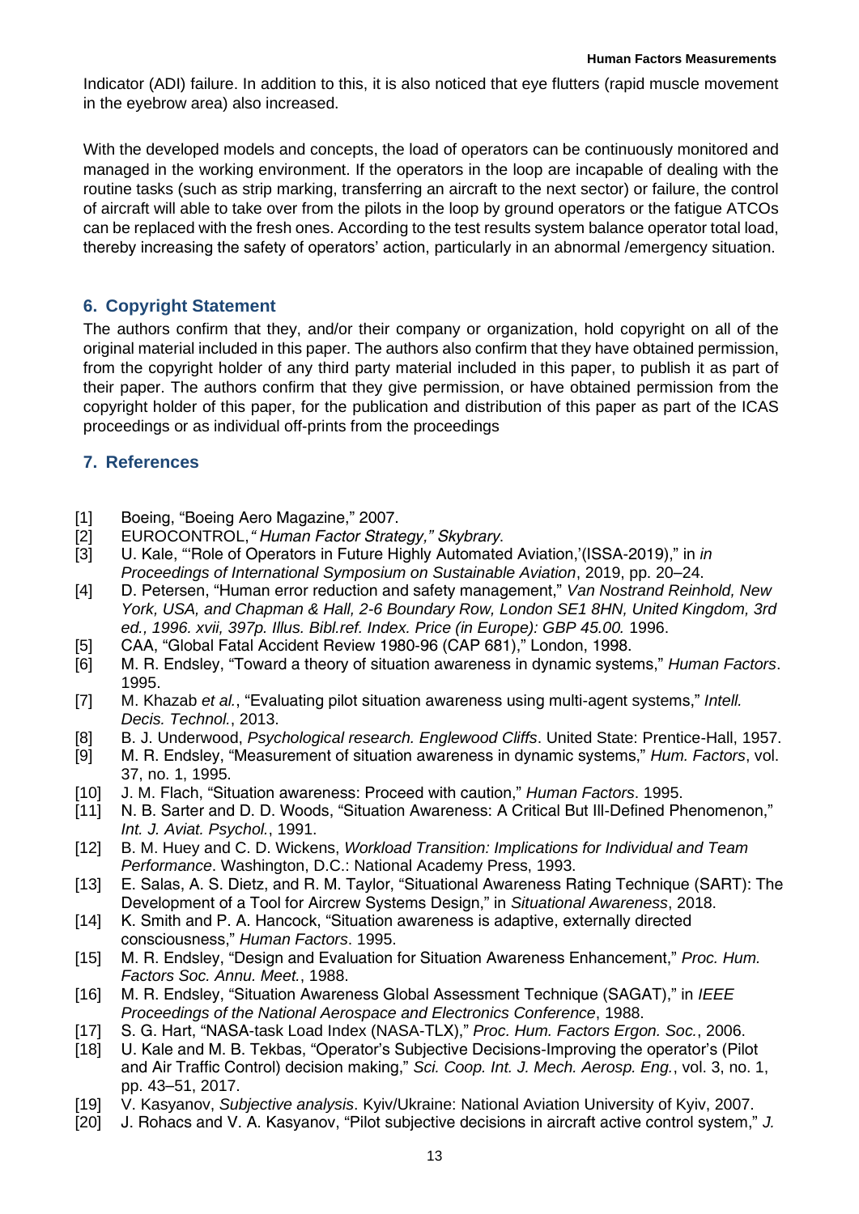Indicator (ADI) failure. In addition to this, it is also noticed that eye flutters (rapid muscle movement in the eyebrow area) also increased.

With the developed models and concepts, the load of operators can be continuously monitored and managed in the working environment. If the operators in the loop are incapable of dealing with the routine tasks (such as strip marking, transferring an aircraft to the next sector) or failure, the control of aircraft will able to take over from the pilots in the loop by ground operators or the fatigue ATCOs can be replaced with the fresh ones. According to the test results system balance operator total load, thereby increasing the safety of operators' action, particularly in an abnormal /emergency situation.

## 6. Copyright Statement

The authors confirm that they, and/or their company or organization, hold copyright on all of the original material included in this paper. The authors also confirm that they have obtained permission, from the copyright holder of any third party material included in this paper, to publish it as part of their paper. The authors confirm that they give permission, or have obtained permission from the copyright holder of this paper, for the publication and distribution of this paper as part of the ICAS proceedings or as individual off-prints from the proceedings

## 7. References

[1] Boeing, "Boeing Aero Magazine," 2007.
[2] EUROCONTROL,*" Human Factor Strategy," Skybrary*.
[3] U. Kale, "'Role of Operators in Future Highly Automated Aviation,'(ISSA-2019)," in *in Proceedings of International Symposium on Sustainable Aviation*, 2019, pp. 20–24.
[4] D. Petersen, "Human error reduction and safety management," *Van Nostrand Reinhold, New York, USA, and Chapman & Hall, 2-6 Boundary Row, London SE1 8HN, United Kingdom, 3rd ed., 1996. xvii, 397p. Illus. Bibl.ref. Index. Price (in Europe): GBP 45.00.* 1996.
[5] CAA, "Global Fatal Accident Review 1980-96 (CAP 681)," London, 1998.
[6] M. R. Endsley, "Toward a theory of situation awareness in dynamic systems," *Human Factors*. 1995.
[7] M. Khazab *et al.*, "Evaluating pilot situation awareness using multi-agent systems," *Intell. Decis. Technol.*, 2013.
[8] B. J. Underwood, *Psychological research. Englewood Cliffs*. United State: Prentice-Hall, 1957.
[9] M. R. Endsley, "Measurement of situation awareness in dynamic systems," *Hum. Factors*, vol. 37, no. 1, 1995.
[10] J. M. Flach, "Situation awareness: Proceed with caution," *Human Factors*. 1995.
[11] N. B. Sarter and D. D. Woods, "Situation Awareness: A Critical But Ill-Defined Phenomenon," *Int. J. Aviat. Psychol.*, 1991.
[12] B. M. Huey and C. D. Wickens, *Workload Transition: Implications for Individual and Team Performance*. Washington, D.C.: National Academy Press, 1993.
[13] E. Salas, A. S. Dietz, and R. M. Taylor, "Situational Awareness Rating Technique (SART): The Development of a Tool for Aircrew Systems Design," in *Situational Awareness*, 2018.
[14] K. Smith and P. A. Hancock, "Situation awareness is adaptive, externally directed consciousness," *Human Factors*. 1995.
[15] M. R. Endsley, "Design and Evaluation for Situation Awareness Enhancement," *Proc. Hum. Factors Soc. Annu. Meet.*, 1988.
[16] M. R. Endsley, "Situation Awareness Global Assessment Technique (SAGAT)," in *IEEE Proceedings of the National Aerospace and Electronics Conference*, 1988.
[17] S. G. Hart, "NASA-task Load Index (NASA-TLX)," *Proc. Hum. Factors Ergon. Soc.*, 2006.
[18] U. Kale and M. B. Tekbas, "Operator's Subjective Decisions-Improving the operator's (Pilot and Air Traffic Control) decision making," *Sci. Coop. Int. J. Mech. Aerosp. Eng.*, vol. 3, no. 1, pp. 43–51, 2017.
[19] V. Kasyanov, *Subjective analysis*. Kyiv/Ukraine: National Aviation University of Kyiv, 2007.
[20] J. Rohacs and V. A. Kasyanov, "Pilot subjective decisions in aircraft active control system," *J.*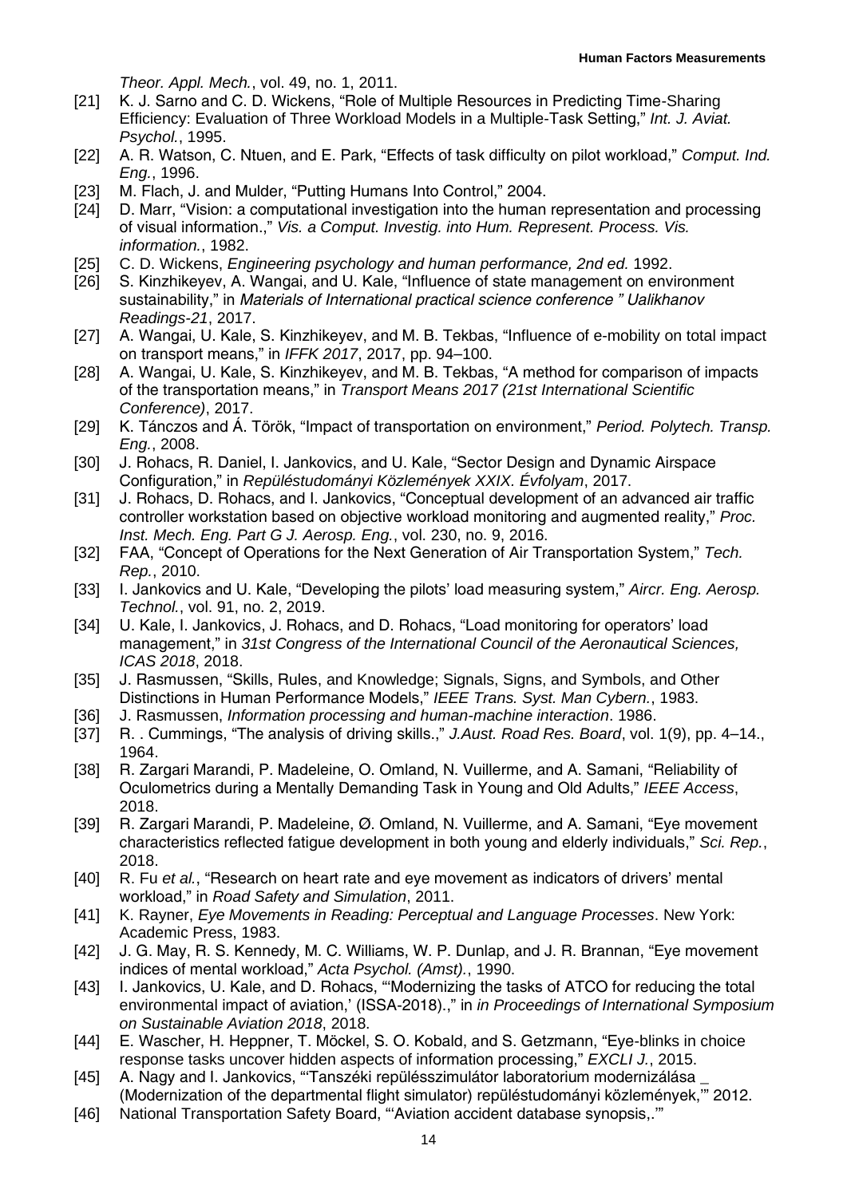*Theor. Appl. Mech.*, vol. 49, no. 1, 2011.

[21] K. J. Sarno and C. D. Wickens, "Role of Multiple Resources in Predicting Time-Sharing Efficiency: Evaluation of Three Workload Models in a Multiple-Task Setting," *Int. J. Aviat. Psychol.*, 1995.

[22] A. R. Watson, C. Ntuen, and E. Park, "Effects of task difficulty on pilot workload," *Comput. Ind. Eng.*, 1996.

[23] M. Flach, J. and Mulder, "Putting Humans Into Control," 2004.

[24] D. Marr, "Vision: a computational investigation into the human representation and processing of visual information.," *Vis. a Comput. Investig. into Hum. Represent. Process. Vis. information.*, 1982.

[25] C. D. Wickens, *Engineering psychology and human performance, 2nd ed.* 1992.

[26] S. Kinzhikeyev, A. Wangai, and U. Kale, "Influence of state management on environment sustainability," in *Materials of International practical science conference " Ualikhanov Readings-21*, 2017.

[27] A. Wangai, U. Kale, S. Kinzhikeyev, and M. B. Tekbas, "Influence of e-mobility on total impact on transport means," in *IFFK 2017*, 2017, pp. 94–100.

[28] A. Wangai, U. Kale, S. Kinzhikeyev, and M. B. Tekbas, "A method for comparison of impacts of the transportation means," in *Transport Means 2017 (21st International Scientific Conference)*, 2017.

[29] K. Tánczos and Á. Török, "Impact of transportation on environment," *Period. Polytech. Transp. Eng.*, 2008.

[30] J. Rohacs, R. Daniel, I. Jankovics, and U. Kale, "Sector Design and Dynamic Airspace Configuration," in *Repüléstudományi Közlemények XXIX. Évfolyam*, 2017.

[31] J. Rohacs, D. Rohacs, and I. Jankovics, "Conceptual development of an advanced air traffic controller workstation based on objective workload monitoring and augmented reality," *Proc. Inst. Mech. Eng. Part G J. Aerosp. Eng.*, vol. 230, no. 9, 2016.

[32] FAA, "Concept of Operations for the Next Generation of Air Transportation System," *Tech. Rep.*, 2010.

[33] I. Jankovics and U. Kale, "Developing the pilots' load measuring system," *Aircr. Eng. Aerosp. Technol.*, vol. 91, no. 2, 2019.

[34] U. Kale, I. Jankovics, J. Rohacs, and D. Rohacs, "Load monitoring for operators' load management," in *31st Congress of the International Council of the Aeronautical Sciences, ICAS 2018*, 2018.

[35] J. Rasmussen, "Skills, Rules, and Knowledge; Signals, Signs, and Symbols, and Other Distinctions in Human Performance Models," *IEEE Trans. Syst. Man Cybern.*, 1983.

[36] J. Rasmussen, *Information processing and human-machine interaction*. 1986.

[37] R. . Cummings, "The analysis of driving skills.," *J.Aust. Road Res. Board*, vol. 1(9), pp. 4–14., 1964.

[38] R. Zargari Marandi, P. Madeleine, O. Omland, N. Vuillerme, and A. Samani, "Reliability of Oculometrics during a Mentally Demanding Task in Young and Old Adults," *IEEE Access*, 2018.

[39] R. Zargari Marandi, P. Madeleine, Ø. Omland, N. Vuillerme, and A. Samani, "Eye movement characteristics reflected fatigue development in both young and elderly individuals," *Sci. Rep.*, 2018.

[40] R. Fu *et al.*, "Research on heart rate and eye movement as indicators of drivers' mental workload," in *Road Safety and Simulation*, 2011.

[41] K. Rayner, *Eye Movements in Reading: Perceptual and Language Processes*. New York: Academic Press, 1983.

[42] J. G. May, R. S. Kennedy, M. C. Williams, W. P. Dunlap, and J. R. Brannan, "Eye movement indices of mental workload," *Acta Psychol. (Amst).*, 1990.

[43] I. Jankovics, U. Kale, and D. Rohacs, "'Modernizing the tasks of ATCO for reducing the total environmental impact of aviation,' (ISSA-2018).," in *in Proceedings of International Symposium on Sustainable Aviation 2018*, 2018.

[44] E. Wascher, H. Heppner, T. Möckel, S. O. Kobald, and S. Getzmann, "Eye-blinks in choice response tasks uncover hidden aspects of information processing," *EXCLI J.*, 2015.

[45] A. Nagy and I. Jankovics, "'Tanszéki repülésszimulátor laboratorium modernizálása _ (Modernization of the departmental flight simulator) repüléstudományi közlemények,'" 2012.

[46] National Transportation Safety Board, "'Aviation accident database synopsis,.'"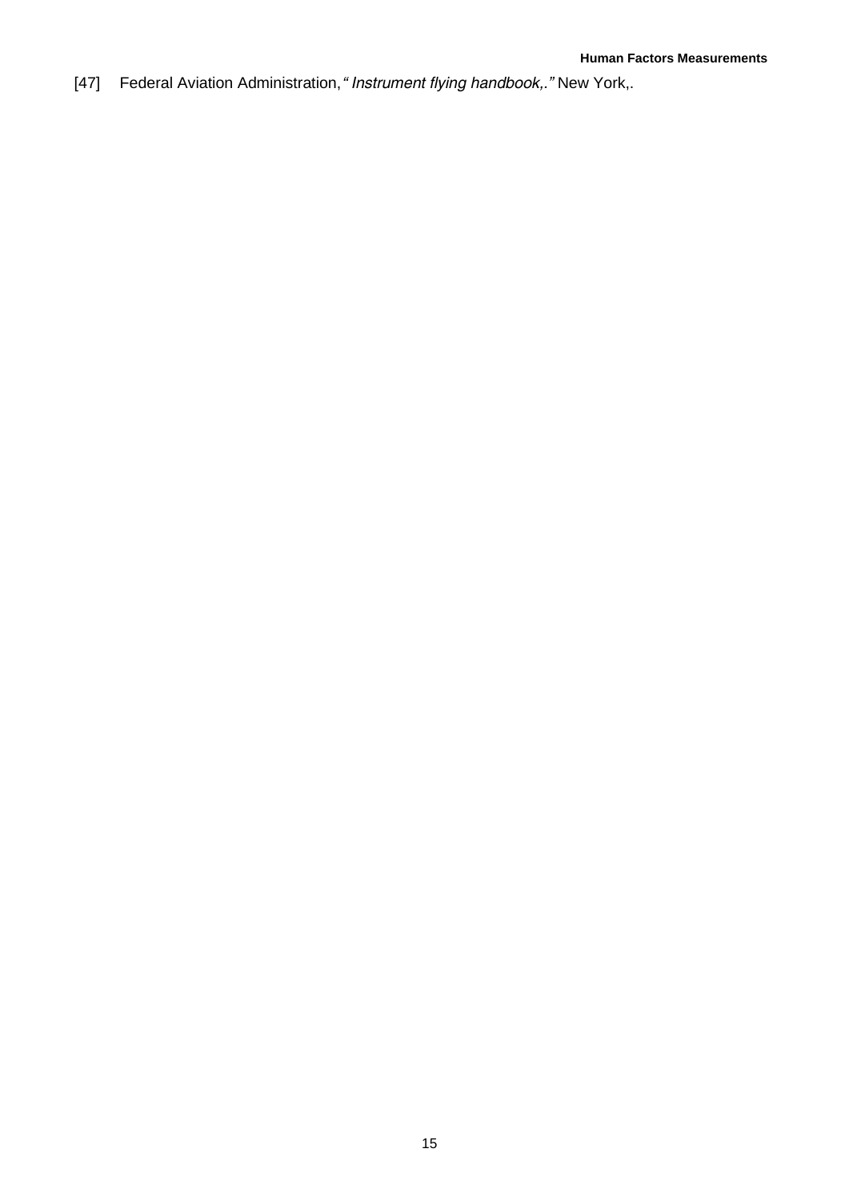[47] Federal Aviation Administration, *" Instrument flying handbook,."* New York,.